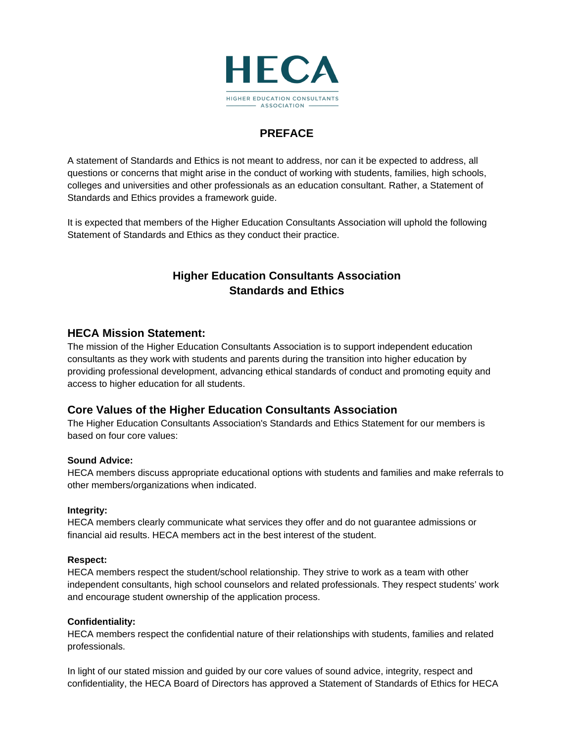# HECA

HIGHER EDUCATION CONSULTANTS ASSOCIATION

## PREFACE

A statement of Standards and Ethics is not meant to address, nor can it be expected to address, all questions or concerns that might arise in the conduct of working with students, families, high schools, colleges and universities and other professionals as an education consultant. Rather, a Statement of Standards and Ethics provides a framework guide.

It is expected that members of the Higher Education Consultants Association will uphold the following Statement of Standards and Ethics as they conduct their practice.

## Higher Education Consultants Association
## Standards and Ethics

### HECA Mission Statement:

The mission of the Higher Education Consultants Association is to support independent education consultants as they work with students and parents during the transition into higher education by providing professional development, advancing ethical standards of conduct and promoting equity and access to higher education for all students.

### Core Values of the Higher Education Consultants Association

The Higher Education Consultants Association's Standards and Ethics Statement for our members is based on four core values:

**Sound Advice:**
HECA members discuss appropriate educational options with students and families and make referrals to other members/organizations when indicated.

**Integrity:**
HECA members clearly communicate what services they offer and do not guarantee admissions or financial aid results. HECA members act in the best interest of the student.

**Respect:**
HECA members respect the student/school relationship. They strive to work as a team with other independent consultants, high school counselors and related professionals. They respect students' work and encourage student ownership of the application process.

**Confidentiality:**
HECA members respect the confidential nature of their relationships with students, families and related professionals.

In light of our stated mission and guided by our core values of sound advice, integrity, respect and confidentiality, the HECA Board of Directors has approved a Statement of Standards of Ethics for HECA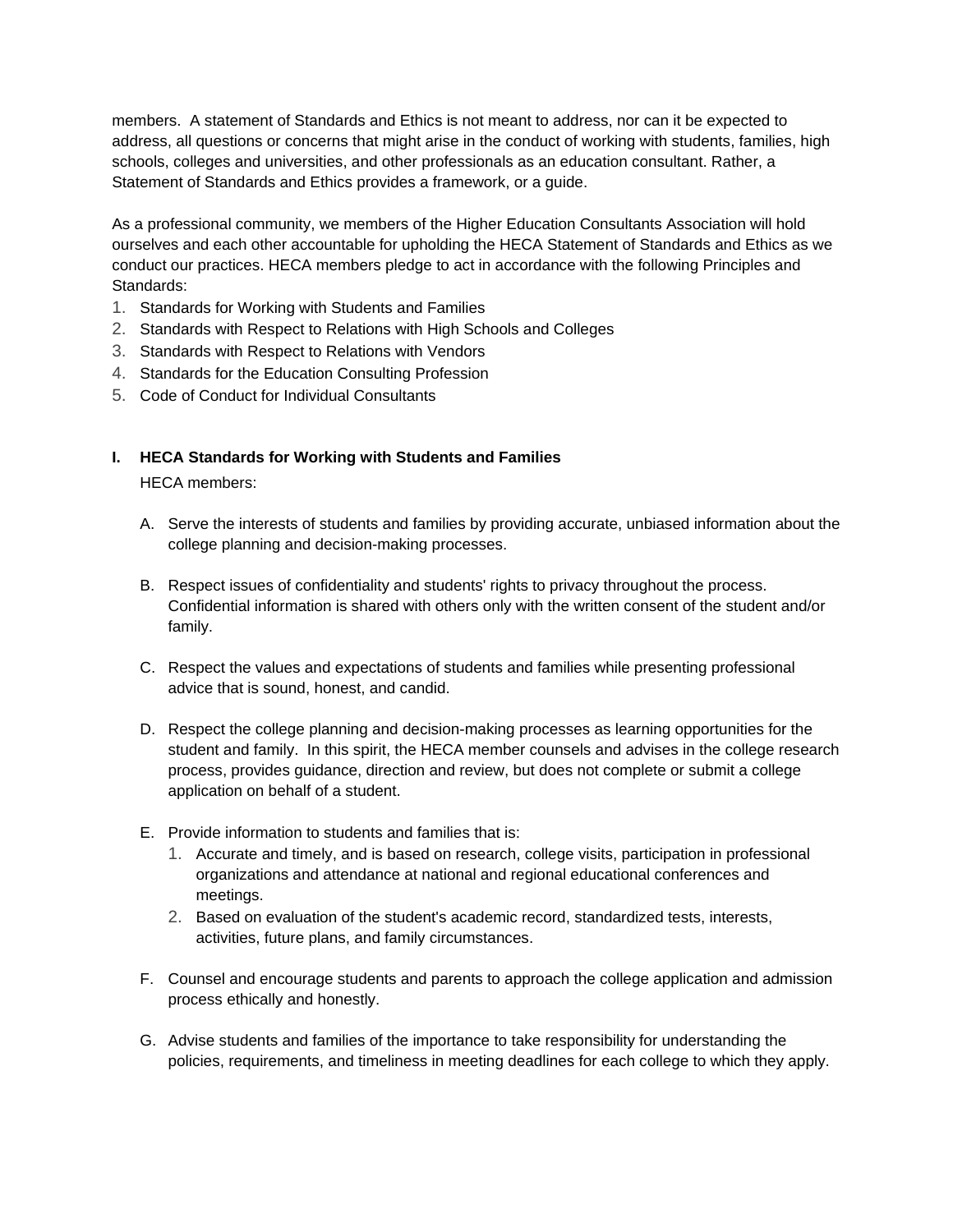members.  A statement of Standards and Ethics is not meant to address, nor can it be expected to address, all questions or concerns that might arise in the conduct of working with students, families, high schools, colleges and universities, and other professionals as an education consultant. Rather, a Statement of Standards and Ethics provides a framework, or a guide.

As a professional community, we members of the Higher Education Consultants Association will hold ourselves and each other accountable for upholding the HECA Statement of Standards and Ethics as we conduct our practices. HECA members pledge to act in accordance with the following Principles and Standards:

1. Standards for Working with Students and Families
2. Standards with Respect to Relations with High Schools and Colleges
3. Standards with Respect to Relations with Vendors
4. Standards for the Education Consulting Profession
5. Code of Conduct for Individual Consultants

## I. HECA Standards for Working with Students and Families

HECA members:

A. Serve the interests of students and families by providing accurate, unbiased information about the college planning and decision-making processes.

B. Respect issues of confidentiality and students' rights to privacy throughout the process. Confidential information is shared with others only with the written consent of the student and/or family.

C. Respect the values and expectations of students and families while presenting professional advice that is sound, honest, and candid.

D. Respect the college planning and decision-making processes as learning opportunities for the student and family.  In this spirit, the HECA member counsels and advises in the college research process, provides guidance, direction and review, but does not complete or submit a college application on behalf of a student.

E. Provide information to students and families that is:
   1. Accurate and timely, and is based on research, college visits, participation in professional organizations and attendance at national and regional educational conferences and meetings.
   2. Based on evaluation of the student's academic record, standardized tests, interests, activities, future plans, and family circumstances.

F. Counsel and encourage students and parents to approach the college application and admission process ethically and honestly.

G. Advise students and families of the importance to take responsibility for understanding the policies, requirements, and timeliness in meeting deadlines for each college to which they apply.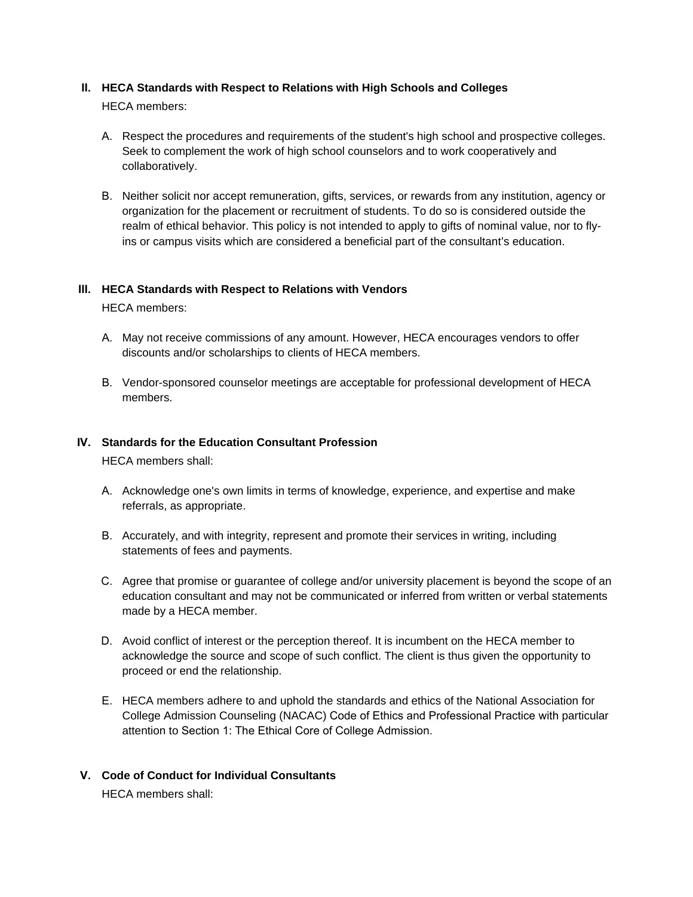## II. HECA Standards with Respect to Relations with High Schools and Colleges

HECA members:

A. Respect the procedures and requirements of the student's high school and prospective colleges. Seek to complement the work of high school counselors and to work cooperatively and collaboratively.

B. Neither solicit nor accept remuneration, gifts, services, or rewards from any institution, agency or organization for the placement or recruitment of students. To do so is considered outside the realm of ethical behavior. This policy is not intended to apply to gifts of nominal value, nor to fly-ins or campus visits which are considered a beneficial part of the consultant's education.

## III. HECA Standards with Respect to Relations with Vendors

HECA members:

A. May not receive commissions of any amount. However, HECA encourages vendors to offer discounts and/or scholarships to clients of HECA members.

B. Vendor-sponsored counselor meetings are acceptable for professional development of HECA members.

## IV. Standards for the Education Consultant Profession

HECA members shall:

A. Acknowledge one's own limits in terms of knowledge, experience, and expertise and make referrals, as appropriate.

B. Accurately, and with integrity, represent and promote their services in writing, including statements of fees and payments.

C. Agree that promise or guarantee of college and/or university placement is beyond the scope of an education consultant and may not be communicated or inferred from written or verbal statements made by a HECA member.

D. Avoid conflict of interest or the perception thereof. It is incumbent on the HECA member to acknowledge the source and scope of such conflict. The client is thus given the opportunity to proceed or end the relationship.

E. HECA members adhere to and uphold the standards and ethics of the National Association for College Admission Counseling (NACAC) Code of Ethics and Professional Practice with particular attention to Section 1: The Ethical Core of College Admission.

## V. Code of Conduct for Individual Consultants

HECA members shall: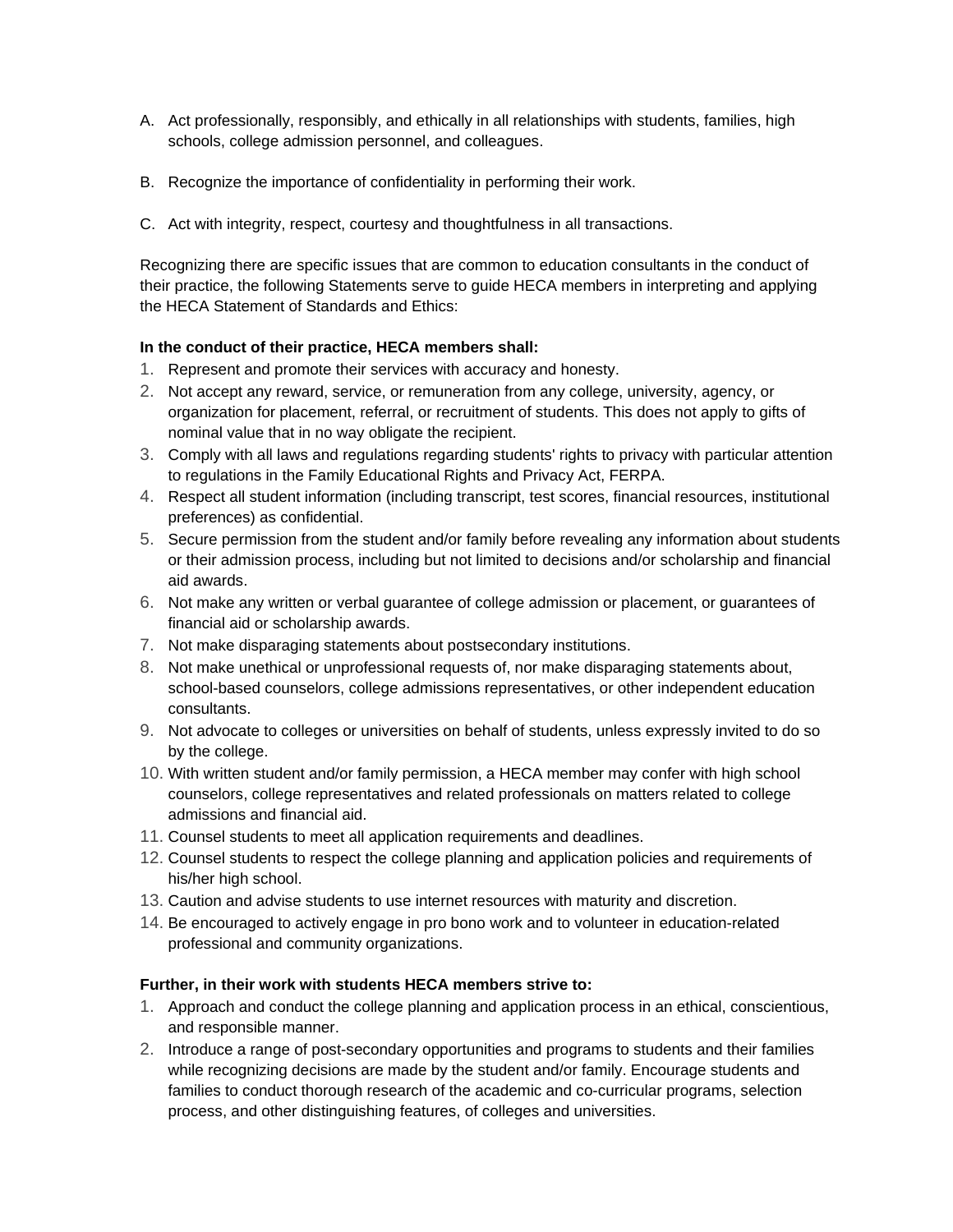A. Act professionally, responsibly, and ethically in all relationships with students, families, high schools, college admission personnel, and colleagues.

B. Recognize the importance of confidentiality in performing their work.

C. Act with integrity, respect, courtesy and thoughtfulness in all transactions.

Recognizing there are specific issues that are common to education consultants in the conduct of their practice, the following Statements serve to guide HECA members in interpreting and applying the HECA Statement of Standards and Ethics:

**In the conduct of their practice, HECA members shall:**

1. Represent and promote their services with accuracy and honesty.
2. Not accept any reward, service, or remuneration from any college, university, agency, or organization for placement, referral, or recruitment of students. This does not apply to gifts of nominal value that in no way obligate the recipient.
3. Comply with all laws and regulations regarding students' rights to privacy with particular attention to regulations in the Family Educational Rights and Privacy Act, FERPA.
4. Respect all student information (including transcript, test scores, financial resources, institutional preferences) as confidential.
5. Secure permission from the student and/or family before revealing any information about students or their admission process, including but not limited to decisions and/or scholarship and financial aid awards.
6. Not make any written or verbal guarantee of college admission or placement, or guarantees of financial aid or scholarship awards.
7. Not make disparaging statements about postsecondary institutions.
8. Not make unethical or unprofessional requests of, nor make disparaging statements about, school-based counselors, college admissions representatives, or other independent education consultants.
9. Not advocate to colleges or universities on behalf of students, unless expressly invited to do so by the college.
10. With written student and/or family permission, a HECA member may confer with high school counselors, college representatives and related professionals on matters related to college admissions and financial aid.
11. Counsel students to meet all application requirements and deadlines.
12. Counsel students to respect the college planning and application policies and requirements of his/her high school.
13. Caution and advise students to use internet resources with maturity and discretion.
14. Be encouraged to actively engage in pro bono work and to volunteer in education-related professional and community organizations.

**Further, in their work with students HECA members strive to:**

1. Approach and conduct the college planning and application process in an ethical, conscientious, and responsible manner.
2. Introduce a range of post-secondary opportunities and programs to students and their families while recognizing decisions are made by the student and/or family. Encourage students and families to conduct thorough research of the academic and co-curricular programs, selection process, and other distinguishing features, of colleges and universities.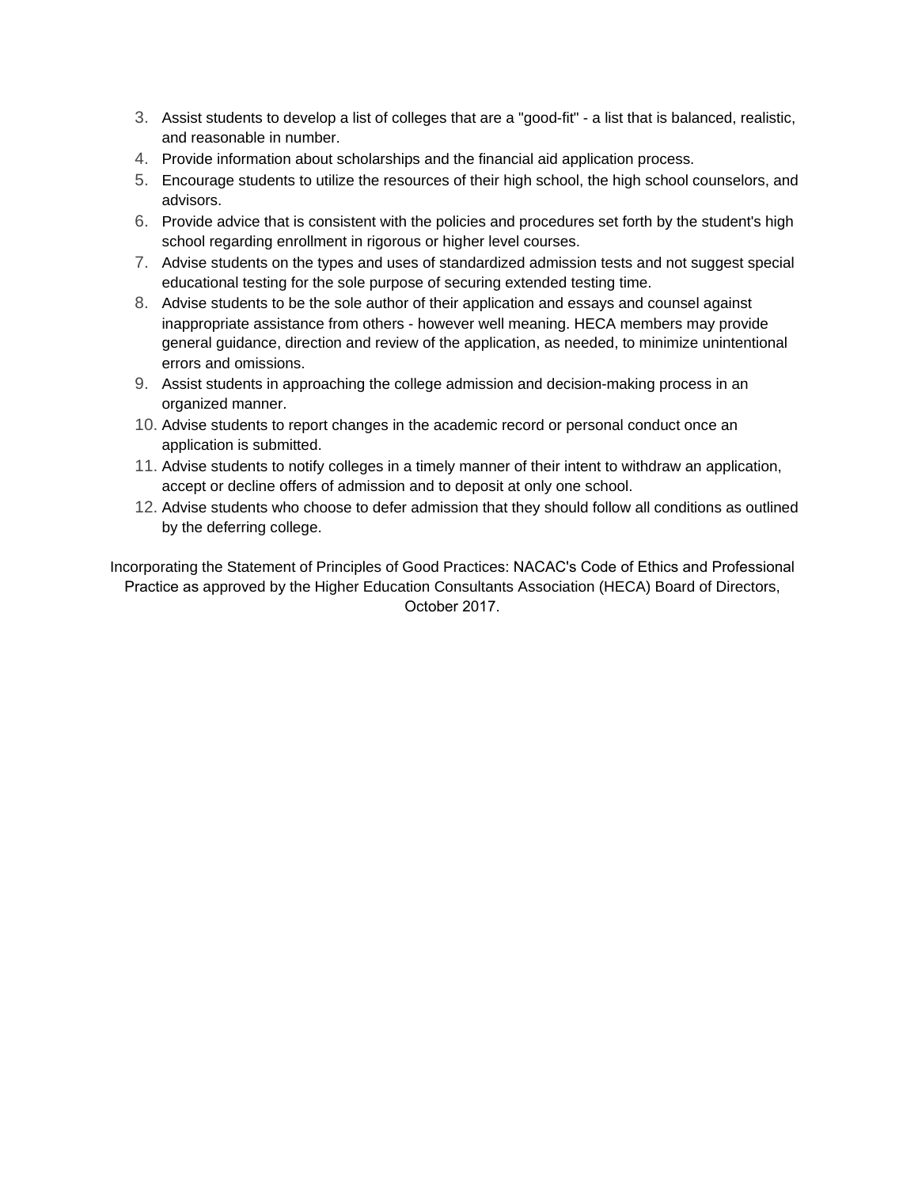3. Assist students to develop a list of colleges that are a "good-fit" - a list that is balanced, realistic, and reasonable in number.
4. Provide information about scholarships and the financial aid application process.
5. Encourage students to utilize the resources of their high school, the high school counselors, and advisors.
6. Provide advice that is consistent with the policies and procedures set forth by the student's high school regarding enrollment in rigorous or higher level courses.
7. Advise students on the types and uses of standardized admission tests and not suggest special educational testing for the sole purpose of securing extended testing time.
8. Advise students to be the sole author of their application and essays and counsel against inappropriate assistance from others - however well meaning. HECA members may provide general guidance, direction and review of the application, as needed, to minimize unintentional errors and omissions.
9. Assist students in approaching the college admission and decision-making process in an organized manner.
10. Advise students to report changes in the academic record or personal conduct once an application is submitted.
11. Advise students to notify colleges in a timely manner of their intent to withdraw an application, accept or decline offers of admission and to deposit at only one school.
12. Advise students who choose to defer admission that they should follow all conditions as outlined by the deferring college.

Incorporating the Statement of Principles of Good Practices: NACAC's Code of Ethics and Professional Practice as approved by the Higher Education Consultants Association (HECA) Board of Directors, October 2017.